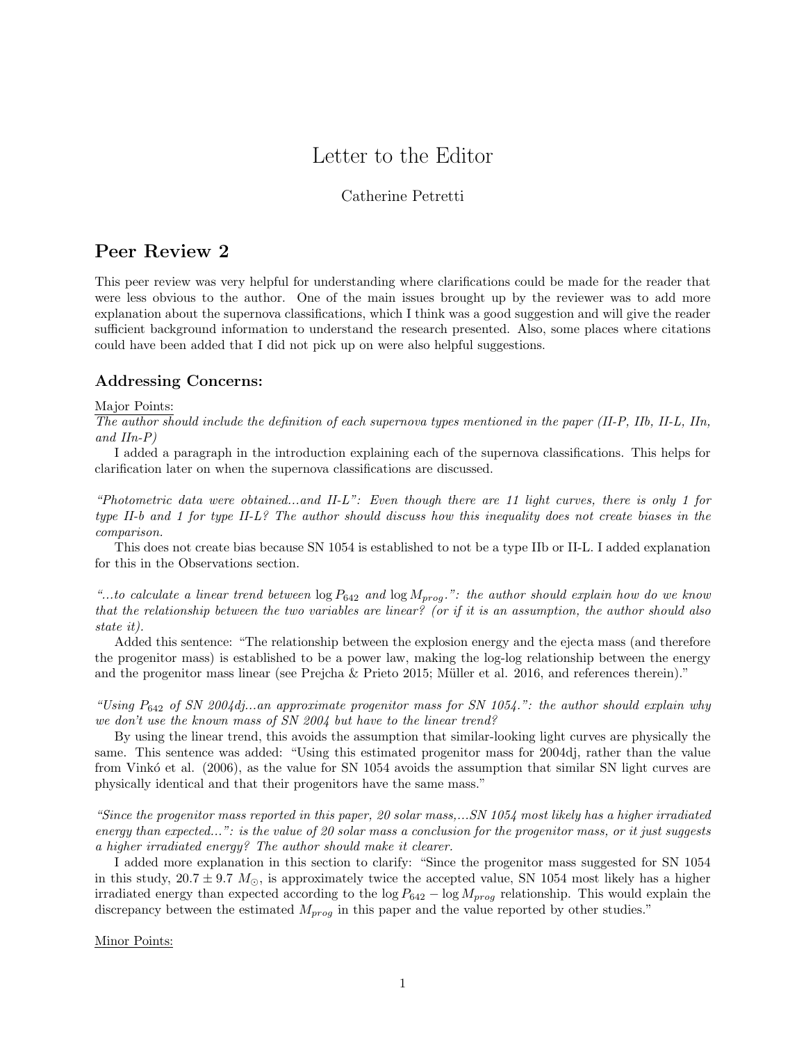# Letter to the Editor

Catherine Petretti

## Peer Review 2

This peer review was very helpful for understanding where clarifications could be made for the reader that were less obvious to the author. One of the main issues brought up by the reviewer was to add more explanation about the supernova classifications, which I think was a good suggestion and will give the reader sufficient background information to understand the research presented. Also, some places where citations could have been added that I did not pick up on were also helpful suggestions.

### Addressing Concerns:

Major Points:

*The author should include the definition of each supernova types mentioned in the paper (II-P, IIb, II-L, IIn, and IIn-P)*

I added a paragraph in the introduction explaining each of the supernova classifications. This helps for clarification later on when the supernova classifications are discussed.

*"Photometric data were obtained...and II-L": Even though there are 11 light curves, there is only 1 for type II-b and 1 for type II-L? The author should discuss how this inequality does not create biases in the comparison.*

This does not create bias because SN 1054 is established to not be a type IIb or II-L. I added explanation for this in the Observations section.

*"...to calculate a linear trend between $\log P_{642}$ and $\log M_{prog}$.": the author should explain how do we know that the relationship between the two variables are linear? (or if it is an assumption, the author should also state it).*

Added this sentence: "The relationship between the explosion energy and the ejecta mass (and therefore the progenitor mass) is established to be a power law, making the log-log relationship between the energy and the progenitor mass linear (see Prejcha & Prieto 2015; Müller et al. 2016, and references therein)."

*"Using $P_{642}$ of SN 2004dj...an approximate progenitor mass for SN 1054.": the author should explain why we don't use the known mass of SN 2004 but have to the linear trend?*

By using the linear trend, this avoids the assumption that similar-looking light curves are physically the same. This sentence was added: "Using this estimated progenitor mass for 2004dj, rather than the value from Vinkó et al. (2006), as the value for SN 1054 avoids the assumption that similar SN light curves are physically identical and that their progenitors have the same mass."

*"Since the progenitor mass reported in this paper, 20 solar mass,...SN 1054 most likely has a higher irradiated energy than expected...": is the value of 20 solar mass a conclusion for the progenitor mass, or it just suggests a higher irradiated energy? The author should make it clearer.*

I added more explanation in this section to clarify: "Since the progenitor mass suggested for SN 1054 in this study, $20.7 \pm 9.7\ M_{\odot}$, is approximately twice the accepted value, SN 1054 most likely has a higher irradiated energy than expected according to the $\log P_{642} - \log M_{prog}$ relationship. This would explain the discrepancy between the estimated $M_{prog}$ in this paper and the value reported by other studies."

Minor Points: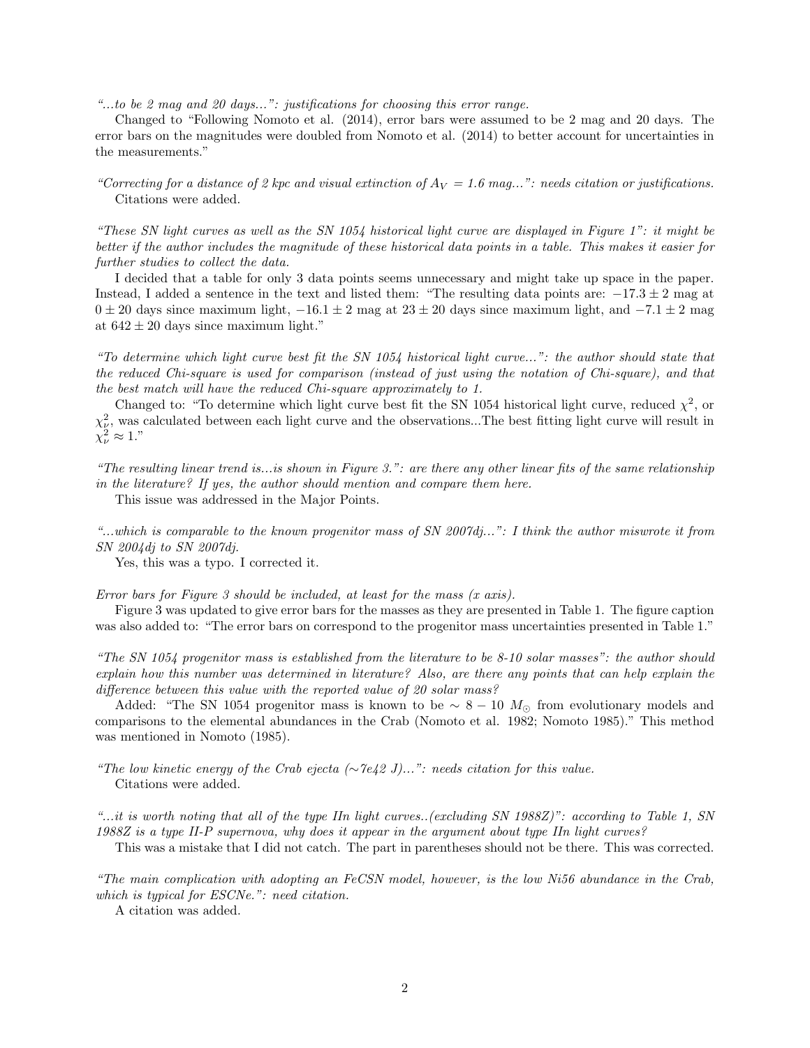*"...to be 2 mag and 20 days...": justifications for choosing this error range.*

Changed to "Following Nomoto et al. (2014), error bars were assumed to be 2 mag and 20 days. The error bars on the magnitudes were doubled from Nomoto et al. (2014) to better account for uncertainties in the measurements."

*"Correcting for a distance of 2 kpc and visual extinction of $A_V = 1.6$ mag...": needs citation or justifications.*

Citations were added.

*"These SN light curves as well as the SN 1054 historical light curve are displayed in Figure 1": it might be better if the author includes the magnitude of these historical data points in a table. This makes it easier for further studies to collect the data.*

I decided that a table for only 3 data points seems unnecessary and might take up space in the paper. Instead, I added a sentence in the text and listed them: "The resulting data points are: $-17.3 \pm 2$ mag at $0 \pm 20$ days since maximum light, $-16.1 \pm 2$ mag at $23 \pm 20$ days since maximum light, and $-7.1 \pm 2$ mag at $642 \pm 20$ days since maximum light."

*"To determine which light curve best fit the SN 1054 historical light curve...": the author should state that the reduced Chi-square is used for comparison (instead of just using the notation of Chi-square), and that the best match will have the reduced Chi-square approximately to 1.*

Changed to: "To determine which light curve best fit the SN 1054 historical light curve, reduced $\chi^2$, or $\chi^2_\nu$, was calculated between each light curve and the observations...The best fitting light curve will result in $\chi^2_\nu \approx 1$."

*"The resulting linear trend is...is shown in Figure 3.": are there any other linear fits of the same relationship in the literature? If yes, the author should mention and compare them here.*

This issue was addressed in the Major Points.

*"...which is comparable to the known progenitor mass of SN 2007dj...": I think the author miswrote it from SN 2004dj to SN 2007dj.*

Yes, this was a typo. I corrected it.

*Error bars for Figure 3 should be included, at least for the mass (x axis).*

Figure 3 was updated to give error bars for the masses as they are presented in Table 1. The figure caption was also added to: "The error bars on correspond to the progenitor mass uncertainties presented in Table 1."

*"The SN 1054 progenitor mass is established from the literature to be 8-10 solar masses": the author should explain how this number was determined in literature? Also, are there any points that can help explain the difference between this value with the reported value of 20 solar mass?*

Added: "The SN 1054 progenitor mass is known to be $\sim 8 - 10\ M_\odot$ from evolutionary models and comparisons to the elemental abundances in the Crab (Nomoto et al. 1982; Nomoto 1985)." This method was mentioned in Nomoto (1985).

*"The low kinetic energy of the Crab ejecta (~7e42 J)...": needs citation for this value.*

Citations were added.

*"...it is worth noting that all of the type IIn light curves..(excluding SN 1988Z)": according to Table 1, SN 1988Z is a type II-P supernova, why does it appear in the argument about type IIn light curves?*

This was a mistake that I did not catch. The part in parentheses should not be there. This was corrected.

*"The main complication with adopting an FeCSN model, however, is the low Ni56 abundance in the Crab, which is typical for ESCNe.": need citation.*

A citation was added.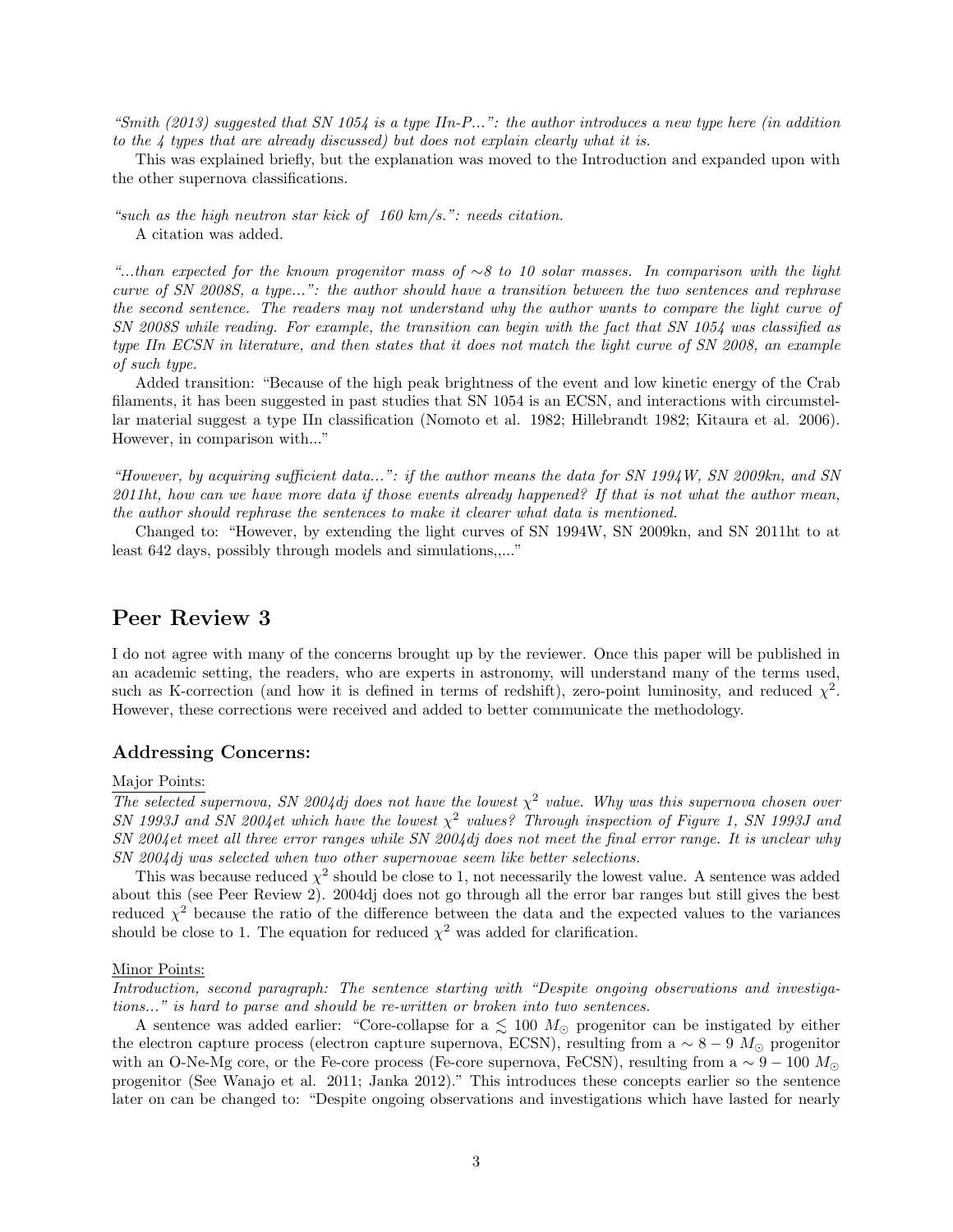*"Smith (2013) suggested that SN 1054 is a type IIn-P...": the author introduces a new type here (in addition to the 4 types that are already discussed) but does not explain clearly what it is.*

This was explained briefly, but the explanation was moved to the Introduction and expanded upon with the other supernova classifications.

*"such as the high neutron star kick of 160 km/s.": needs citation.*

A citation was added.

*"...than expected for the known progenitor mass of $\sim$8 to 10 solar masses. In comparison with the light curve of SN 2008S, a type...": the author should have a transition between the two sentences and rephrase the second sentence. The readers may not understand why the author wants to compare the light curve of SN 2008S while reading. For example, the transition can begin with the fact that SN 1054 was classified as type IIn ECSN in literature, and then states that it does not match the light curve of SN 2008, an example of such type.*

Added transition: "Because of the high peak brightness of the event and low kinetic energy of the Crab filaments, it has been suggested in past studies that SN 1054 is an ECSN, and interactions with circumstellar material suggest a type IIn classification (Nomoto et al. 1982; Hillebrandt 1982; Kitaura et al. 2006). However, in comparison with..."

*"However, by acquiring sufficient data...": if the author means the data for SN 1994W, SN 2009kn, and SN 2011ht, how can we have more data if those events already happened? If that is not what the author mean, the author should rephrase the sentences to make it clearer what data is mentioned.*

Changed to: "However, by extending the light curves of SN 1994W, SN 2009kn, and SN 2011ht to at least 642 days, possibly through models and simulations,,..."

## Peer Review 3

I do not agree with many of the concerns brought up by the reviewer. Once this paper will be published in an academic setting, the readers, who are experts in astronomy, will understand many of the terms used, such as K-correction (and how it is defined in terms of redshift), zero-point luminosity, and reduced $\chi^2$. However, these corrections were received and added to better communicate the methodology.

### Addressing Concerns:

Major Points:

*The selected supernova, SN 2004dj does not have the lowest $\chi^2$ value. Why was this supernova chosen over SN 1993J and SN 2004et which have the lowest $\chi^2$ values? Through inspection of Figure 1, SN 1993J and SN 2004et meet all three error ranges while SN 2004dj does not meet the final error range. It is unclear why SN 2004dj was selected when two other supernovae seem like better selections.*

This was because reduced $\chi^2$ should be close to 1, not necessarily the lowest value. A sentence was added about this (see Peer Review 2). 2004dj does not go through all the error bar ranges but still gives the best reduced $\chi^2$ because the ratio of the difference between the data and the expected values to the variances should be close to 1. The equation for reduced $\chi^2$ was added for clarification.

Minor Points:

*Introduction, second paragraph: The sentence starting with "Despite ongoing observations and investigations..." is hard to parse and should be re-written or broken into two sentences.*

A sentence was added earlier: "Core-collapse for a $\lesssim 100\ M_\odot$ progenitor can be instigated by either the electron capture process (electron capture supernova, ECSN), resulting from a $\sim 8-9\ M_\odot$ progenitor with an O-Ne-Mg core, or the Fe-core process (Fe-core supernova, FeCSN), resulting from a $\sim 9-100\ M_\odot$ progenitor (See Wanajo et al. 2011; Janka 2012)." This introduces these concepts earlier so the sentence later on can be changed to: "Despite ongoing observations and investigations which have lasted for nearly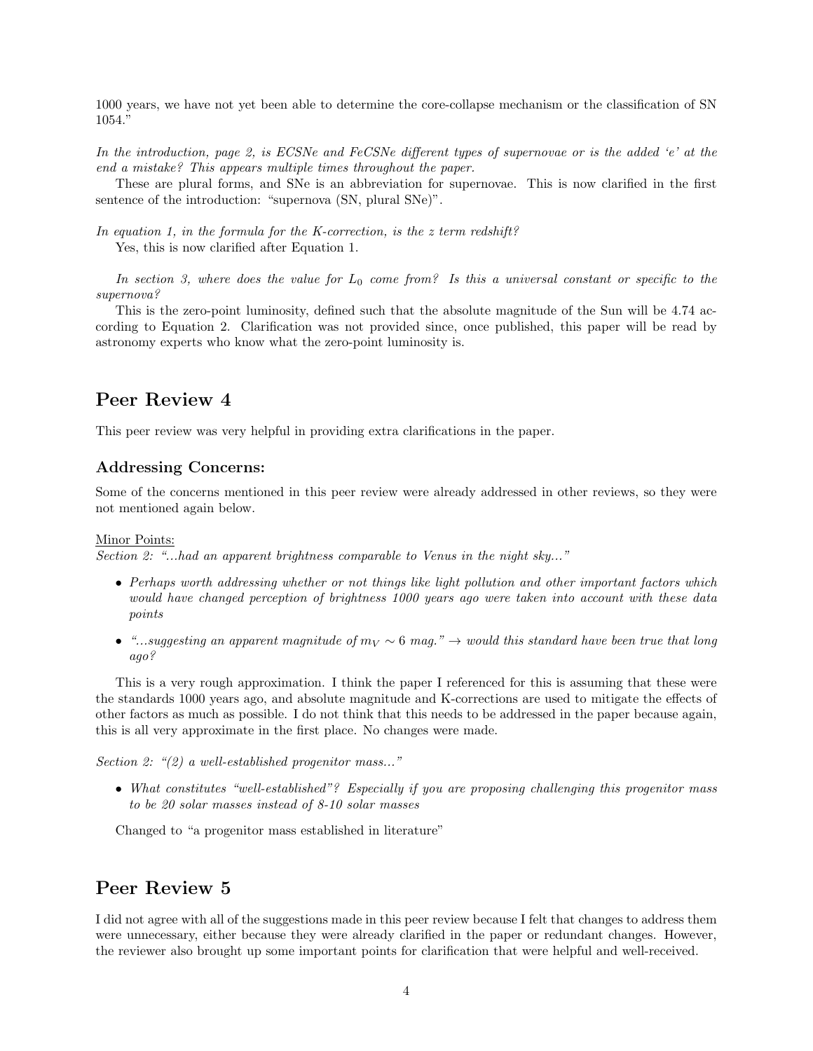1000 years, we have not yet been able to determine the core-collapse mechanism or the classification of SN 1054."

*In the introduction, page 2, is ECSNe and FeCSNe different types of supernovae or is the added 'e' at the end a mistake? This appears multiple times throughout the paper.*

These are plural forms, and SNe is an abbreviation for supernovae. This is now clarified in the first sentence of the introduction: "supernova (SN, plural SNe)".

*In equation 1, in the formula for the K-correction, is the z term redshift?*

Yes, this is now clarified after Equation 1.

*In section 3, where does the value for $L_0$ come from? Is this a universal constant or specific to the supernova?*

This is the zero-point luminosity, defined such that the absolute magnitude of the Sun will be 4.74 according to Equation 2. Clarification was not provided since, once published, this paper will be read by astronomy experts who know what the zero-point luminosity is.

## Peer Review 4

This peer review was very helpful in providing extra clarifications in the paper.

### Addressing Concerns:

Some of the concerns mentioned in this peer review were already addressed in other reviews, so they were not mentioned again below.

Minor Points:

*Section 2: "...had an apparent brightness comparable to Venus in the night sky..."*

- *Perhaps worth addressing whether or not things like light pollution and other important factors which would have changed perception of brightness 1000 years ago were taken into account with these data points*
- *"...suggesting an apparent magnitude of $m_V \sim 6$ mag." → would this standard have been true that long ago?*

This is a very rough approximation. I think the paper I referenced for this is assuming that these were the standards 1000 years ago, and absolute magnitude and K-corrections are used to mitigate the effects of other factors as much as possible. I do not think that this needs to be addressed in the paper because again, this is all very approximate in the first place. No changes were made.

*Section 2: "(2) a well-established progenitor mass..."*

- *What constitutes "well-established"? Especially if you are proposing challenging this progenitor mass to be 20 solar masses instead of 8-10 solar masses*

Changed to "a progenitor mass established in literature"

## Peer Review 5

I did not agree with all of the suggestions made in this peer review because I felt that changes to address them were unnecessary, either because they were already clarified in the paper or redundant changes. However, the reviewer also brought up some important points for clarification that were helpful and well-received.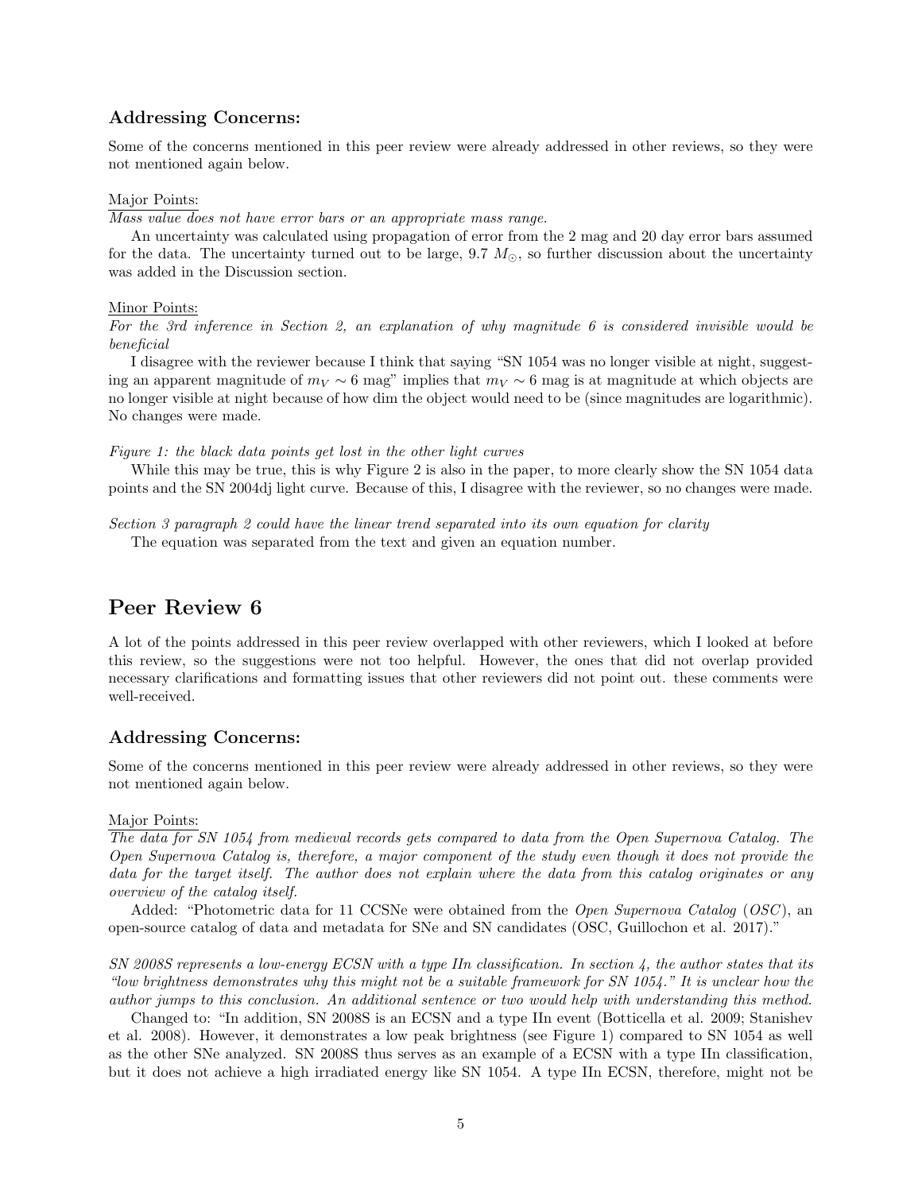### Addressing Concerns:

Some of the concerns mentioned in this peer review were already addressed in other reviews, so they were not mentioned again below.

Major Points:

*Mass value does not have error bars or an appropriate mass range.*

An uncertainty was calculated using propagation of error from the 2 mag and 20 day error bars assumed for the data. The uncertainty turned out to be large, 9.7 $M_{\odot}$, so further discussion about the uncertainty was added in the Discussion section.

Minor Points:

*For the 3rd inference in Section 2, an explanation of why magnitude 6 is considered invisible would be beneficial*

I disagree with the reviewer because I think that saying "SN 1054 was no longer visible at night, suggesting an apparent magnitude of $m_V \sim 6$ mag" implies that $m_V \sim 6$ mag is at magnitude at which objects are no longer visible at night because of how dim the object would need to be (since magnitudes are logarithmic). No changes were made.

*Figure 1: the black data points get lost in the other light curves*

While this may be true, this is why Figure 2 is also in the paper, to more clearly show the SN 1054 data points and the SN 2004dj light curve. Because of this, I disagree with the reviewer, so no changes were made.

*Section 3 paragraph 2 could have the linear trend separated into its own equation for clarity*

The equation was separated from the text and given an equation number.

## Peer Review 6

A lot of the points addressed in this peer review overlapped with other reviewers, which I looked at before this review, so the suggestions were not too helpful. However, the ones that did not overlap provided necessary clarifications and formatting issues that other reviewers did not point out. these comments were well-received.

### Addressing Concerns:

Some of the concerns mentioned in this peer review were already addressed in other reviews, so they were not mentioned again below.

Major Points:

*The data for SN 1054 from medieval records gets compared to data from the Open Supernova Catalog. The Open Supernova Catalog is, therefore, a major component of the study even though it does not provide the data for the target itself. The author does not explain where the data from this catalog originates or any overview of the catalog itself.*

Added: "Photometric data for 11 CCSNe were obtained from the *Open Supernova Catalog* (*OSC*), an open-source catalog of data and metadata for SNe and SN candidates (OSC, Guillochon et al. 2017)."

*SN 2008S represents a low-energy ECSN with a type IIn classification. In section 4, the author states that its "low brightness demonstrates why this might not be a suitable framework for SN 1054." It is unclear how the author jumps to this conclusion. An additional sentence or two would help with understanding this method.*

Changed to: "In addition, SN 2008S is an ECSN and a type IIn event (Botticella et al. 2009; Stanishev et al. 2008). However, it demonstrates a low peak brightness (see Figure 1) compared to SN 1054 as well as the other SNe analyzed. SN 2008S thus serves as an example of a ECSN with a type IIn classification, but it does not achieve a high irradiated energy like SN 1054. A type IIn ECSN, therefore, might not be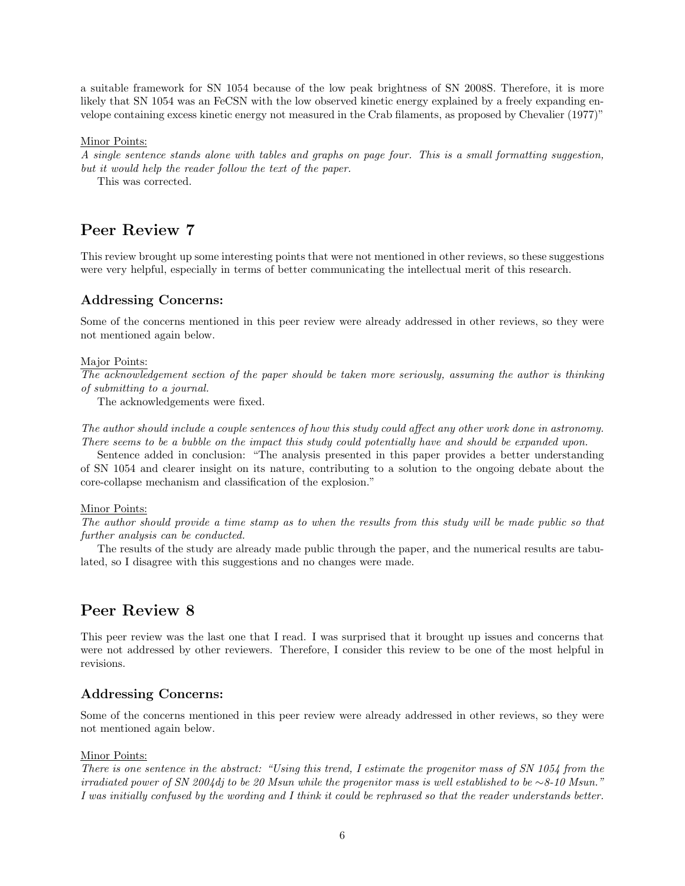a suitable framework for SN 1054 because of the low peak brightness of SN 2008S. Therefore, it is more likely that SN 1054 was an FeCSN with the low observed kinetic energy explained by a freely expanding envelope containing excess kinetic energy not measured in the Crab filaments, as proposed by Chevalier (1977)"

Minor Points:

*A single sentence stands alone with tables and graphs on page four. This is a small formatting suggestion, but it would help the reader follow the text of the paper.*

This was corrected.

## Peer Review 7

This review brought up some interesting points that were not mentioned in other reviews, so these suggestions were very helpful, especially in terms of better communicating the intellectual merit of this research.

### Addressing Concerns:

Some of the concerns mentioned in this peer review were already addressed in other reviews, so they were not mentioned again below.

Major Points:

*The acknowledgement section of the paper should be taken more seriously, assuming the author is thinking of submitting to a journal.*

The acknowledgements were fixed.

*The author should include a couple sentences of how this study could affect any other work done in astronomy. There seems to be a bubble on the impact this study could potentially have and should be expanded upon.*

Sentence added in conclusion: "The analysis presented in this paper provides a better understanding of SN 1054 and clearer insight on its nature, contributing to a solution to the ongoing debate about the core-collapse mechanism and classification of the explosion."

Minor Points:

*The author should provide a time stamp as to when the results from this study will be made public so that further analysis can be conducted.*

The results of the study are already made public through the paper, and the numerical results are tabulated, so I disagree with this suggestions and no changes were made.

## Peer Review 8

This peer review was the last one that I read. I was surprised that it brought up issues and concerns that were not addressed by other reviewers. Therefore, I consider this review to be one of the most helpful in revisions.

### Addressing Concerns:

Some of the concerns mentioned in this peer review were already addressed in other reviews, so they were not mentioned again below.

Minor Points:

*There is one sentence in the abstract: "Using this trend, I estimate the progenitor mass of SN 1054 from the irradiated power of SN 2004dj to be 20 Msun while the progenitor mass is well established to be ~8-10 Msun." I was initially confused by the wording and I think it could be rephrased so that the reader understands better.*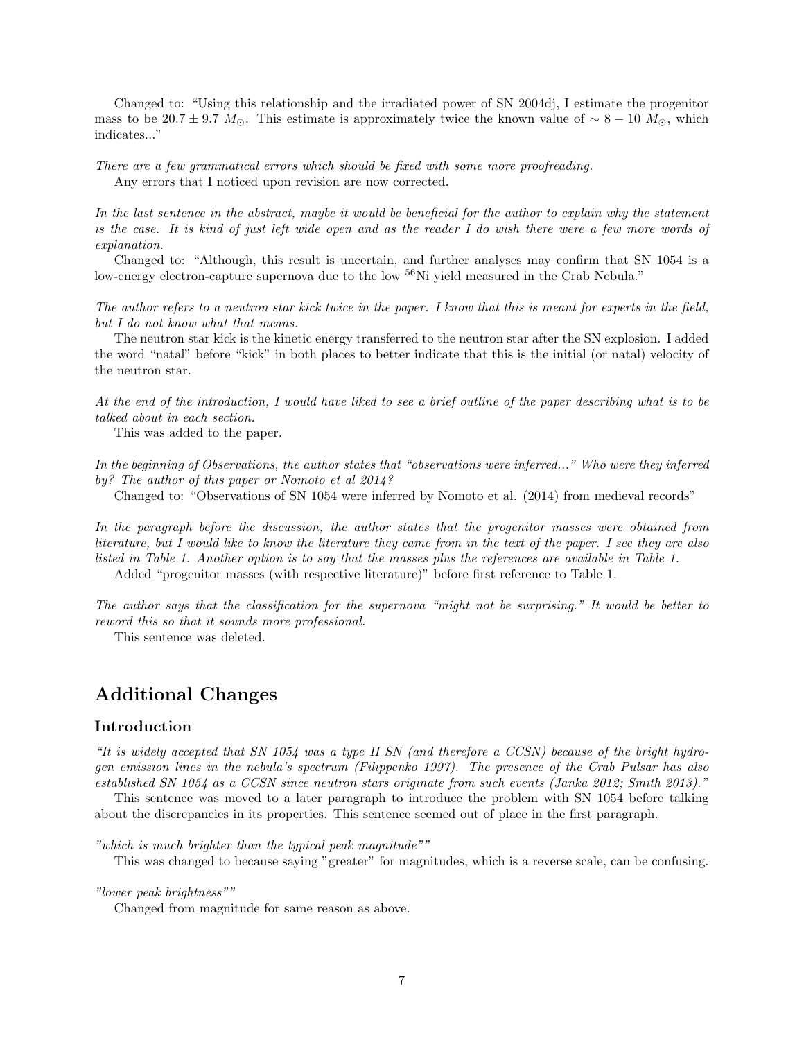Changed to: "Using this relationship and the irradiated power of SN 2004dj, I estimate the progenitor mass to be $20.7 \pm 9.7\ M_{\odot}$. This estimate is approximately twice the known value of $\sim 8-10\ M_{\odot}$, which indicates..."

*There are a few grammatical errors which should be fixed with some more proofreading.*

Any errors that I noticed upon revision are now corrected.

*In the last sentence in the abstract, maybe it would be beneficial for the author to explain why the statement is the case. It is kind of just left wide open and as the reader I do wish there were a few more words of explanation.*

Changed to: "Although, this result is uncertain, and further analyses may confirm that SN 1054 is a low-energy electron-capture supernova due to the low $^{56}$Ni yield measured in the Crab Nebula."

*The author refers to a neutron star kick twice in the paper. I know that this is meant for experts in the field, but I do not know what that means.*

The neutron star kick is the kinetic energy transferred to the neutron star after the SN explosion. I added the word "natal" before "kick" in both places to better indicate that this is the initial (or natal) velocity of the neutron star.

*At the end of the introduction, I would have liked to see a brief outline of the paper describing what is to be talked about in each section.*

This was added to the paper.

*In the beginning of Observations, the author states that "observations were inferred..." Who were they inferred by? The author of this paper or Nomoto et al 2014?*

Changed to: "Observations of SN 1054 were inferred by Nomoto et al. (2014) from medieval records"

*In the paragraph before the discussion, the author states that the progenitor masses were obtained from literature, but I would like to know the literature they came from in the text of the paper. I see they are also listed in Table 1. Another option is to say that the masses plus the references are available in Table 1.*

Added "progenitor masses (with respective literature)" before first reference to Table 1.

*The author says that the classification for the supernova "might not be surprising." It would be better to reword this so that it sounds more professional.*

This sentence was deleted.

## Additional Changes

### Introduction

*"It is widely accepted that SN 1054 was a type II SN (and therefore a CCSN) because of the bright hydrogen emission lines in the nebula's spectrum (Filippenko 1997). The presence of the Crab Pulsar has also established SN 1054 as a CCSN since neutron stars originate from such events (Janka 2012; Smith 2013)."*

This sentence was moved to a later paragraph to introduce the problem with SN 1054 before talking about the discrepancies in its properties. This sentence seemed out of place in the first paragraph.

*"which is much brighter than the typical peak magnitude""*

This was changed to because saying "greater" for magnitudes, which is a reverse scale, can be confusing.

*"lower peak brightness""*

Changed from magnitude for same reason as above.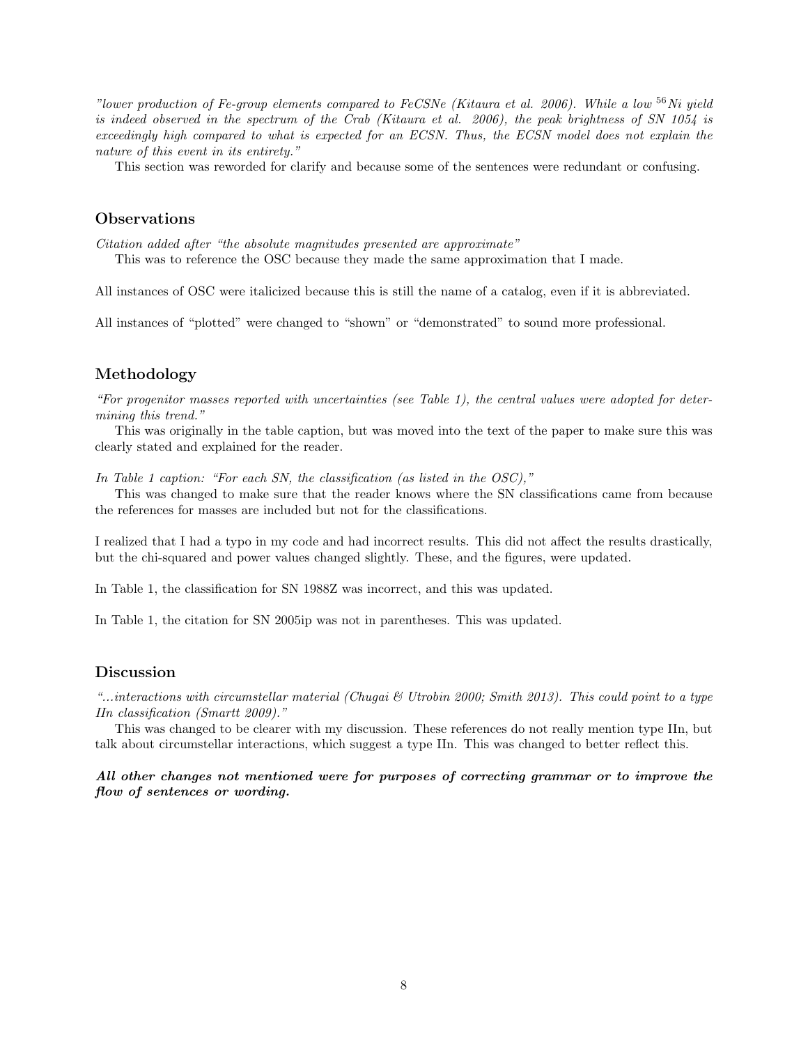*"lower production of Fe-group elements compared to FeCSNe (Kitaura et al. 2006). While a low $^{56}$Ni yield is indeed observed in the spectrum of the Crab (Kitaura et al. 2006), the peak brightness of SN 1054 is exceedingly high compared to what is expected for an ECSN. Thus, the ECSN model does not explain the nature of this event in its entirety."*

This section was reworded for clarify and because some of the sentences were redundant or confusing.

## Observations

*Citation added after "the absolute magnitudes presented are approximate"*

This was to reference the OSC because they made the same approximation that I made.

All instances of OSC were italicized because this is still the name of a catalog, even if it is abbreviated.

All instances of "plotted" were changed to "shown" or "demonstrated" to sound more professional.

## Methodology

*"For progenitor masses reported with uncertainties (see Table 1), the central values were adopted for determining this trend."*

This was originally in the table caption, but was moved into the text of the paper to make sure this was clearly stated and explained for the reader.

*In Table 1 caption: "For each SN, the classification (as listed in the OSC),"*

This was changed to make sure that the reader knows where the SN classifications came from because the references for masses are included but not for the classifications.

I realized that I had a typo in my code and had incorrect results. This did not affect the results drastically, but the chi-squared and power values changed slightly. These, and the figures, were updated.

In Table 1, the classification for SN 1988Z was incorrect, and this was updated.

In Table 1, the citation for SN 2005ip was not in parentheses. This was updated.

## Discussion

*"...interactions with circumstellar material (Chugai & Utrobin 2000; Smith 2013). This could point to a type IIn classification (Smartt 2009)."*

This was changed to be clearer with my discussion. These references do not really mention type IIn, but talk about circumstellar interactions, which suggest a type IIn. This was changed to better reflect this.

***All other changes not mentioned were for purposes of correcting grammar or to improve the flow of sentences or wording.***